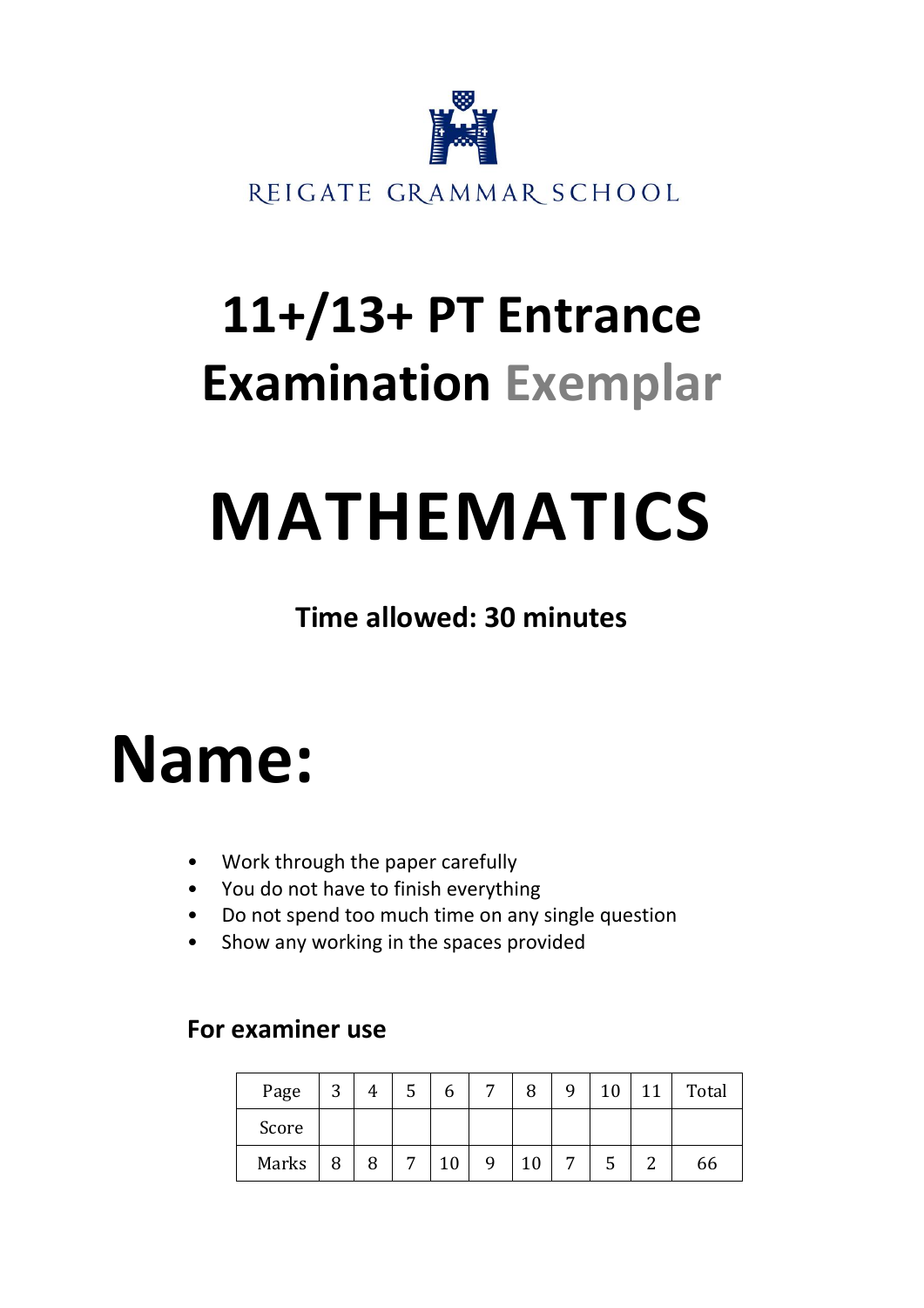REIGATE GRAMMAR SCHOOL

# 11+/13+ PT Entrance Examination Exemplar

# MATHEMATICS

**Time allowed: 30 minutes**

# Name:

- Work through the paper carefully
- You do not have to finish everything
- Do not spend too much time on any single question
- Show any working in the spaces provided

### For examiner use

| Page | 3 | 4 | 5 | 6 | 7 | 8 | 9 | 10 | 11 | Total |
|---|---|---|---|---|---|---|---|---|---|---|
| Score | | | | | | | | | | |
| Marks | 8 | 8 | 7 | 10 | 9 | 10 | 7 | 5 | 2 | 66 |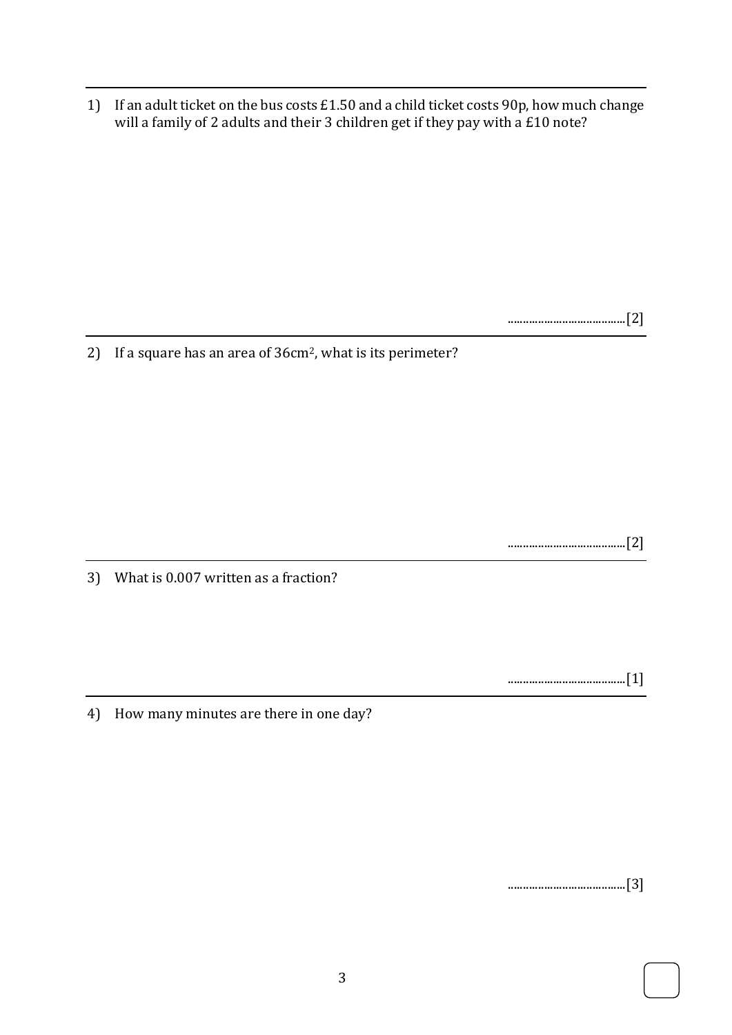1) If an adult ticket on the bus costs £1.50 and a child ticket costs 90p, how much change will a family of 2 adults and their 3 children get if they pay with a £10 note?

.......................................[2]

2) If a square has an area of $36cm^2$, what is its perimeter?

.......................................[2]

3) What is 0.007 written as a fraction?

.......................................[1]

4) How many minutes are there in one day?

.......................................[3]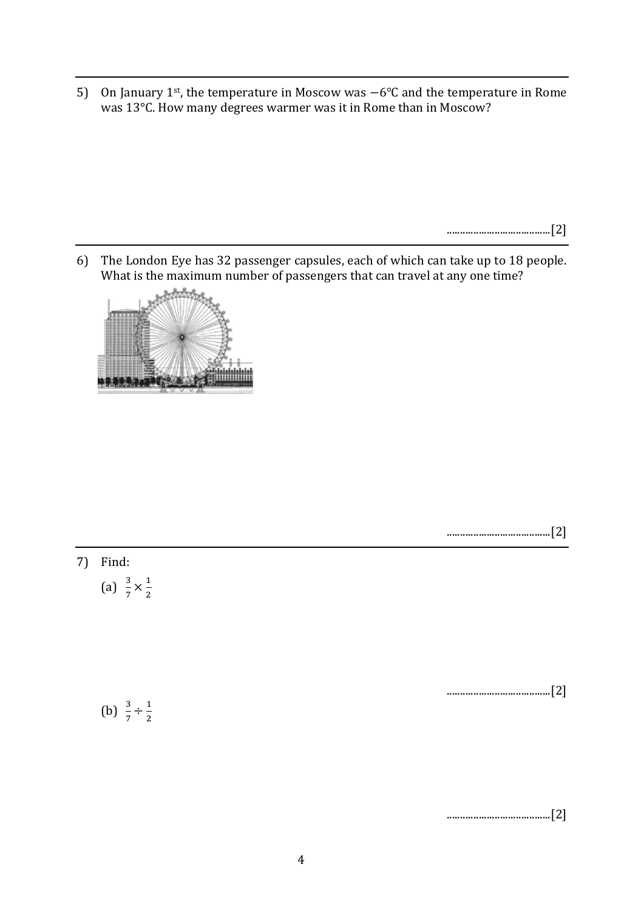5) On January 1st, the temperature in Moscow was $-6°C$ and the temperature in Rome was $13°C$. How many degrees warmer was it in Rome than in Moscow?

……………………………….[2]

---

6) The London Eye has 32 passenger capsules, each of which can take up to 18 people. What is the maximum number of passengers that can travel at any one time?

……………………………….[2]

---

7) Find:

(a) $\frac{3}{7} \times \frac{1}{2}$

……………………………….[2]

(b) $\frac{3}{7} \div \frac{1}{2}$

……………………………….[2]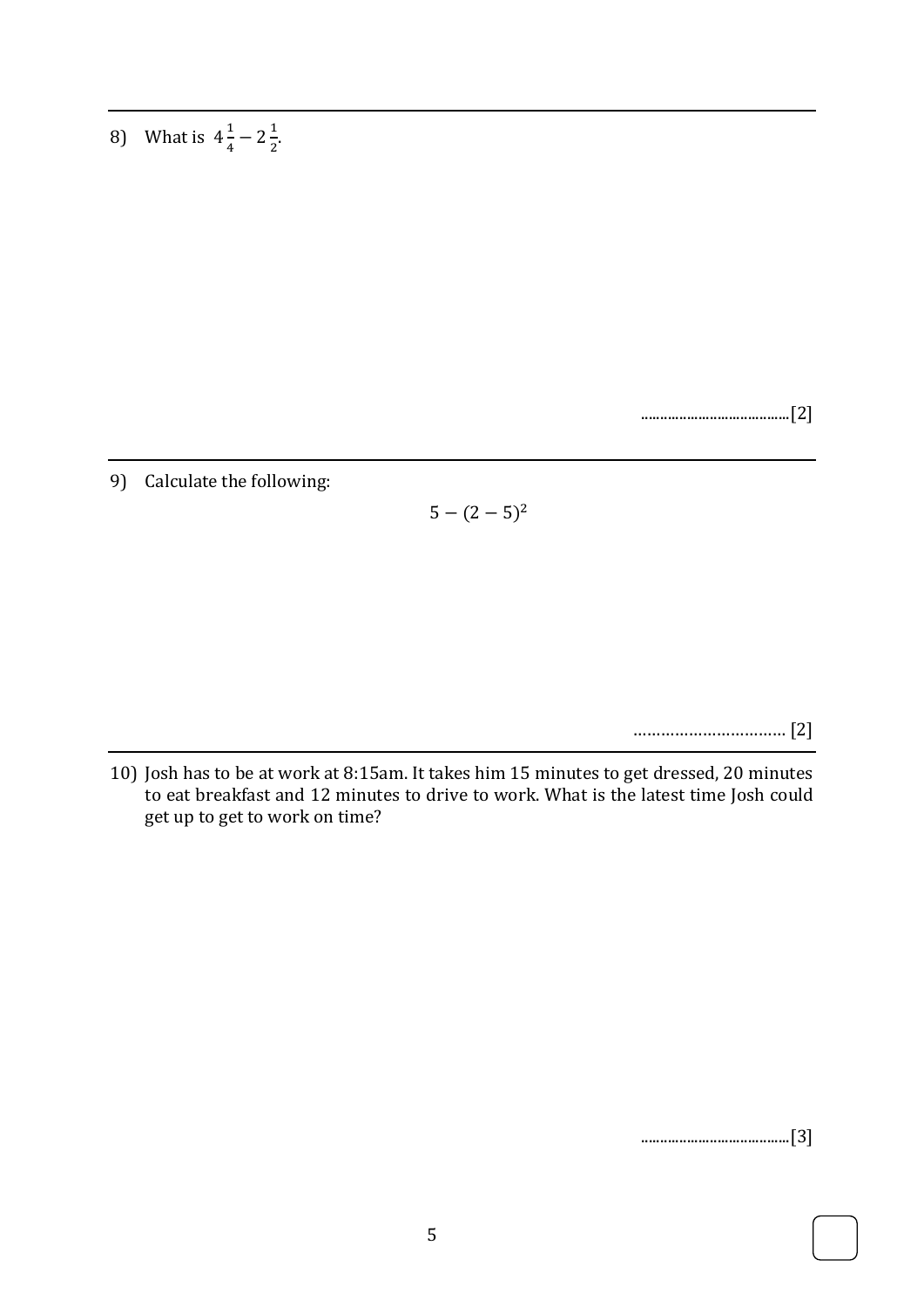8) What is $4\frac{1}{4} - 2\frac{1}{2}$.

.......................................[2]

---

9) Calculate the following:

$$5 - (2 - 5)^2$$

…………………………… [2]

---

10) Josh has to be at work at 8:15am. It takes him 15 minutes to get dressed, 20 minutes to eat breakfast and 12 minutes to drive to work. What is the latest time Josh could get up to get to work on time?

.......................................[3]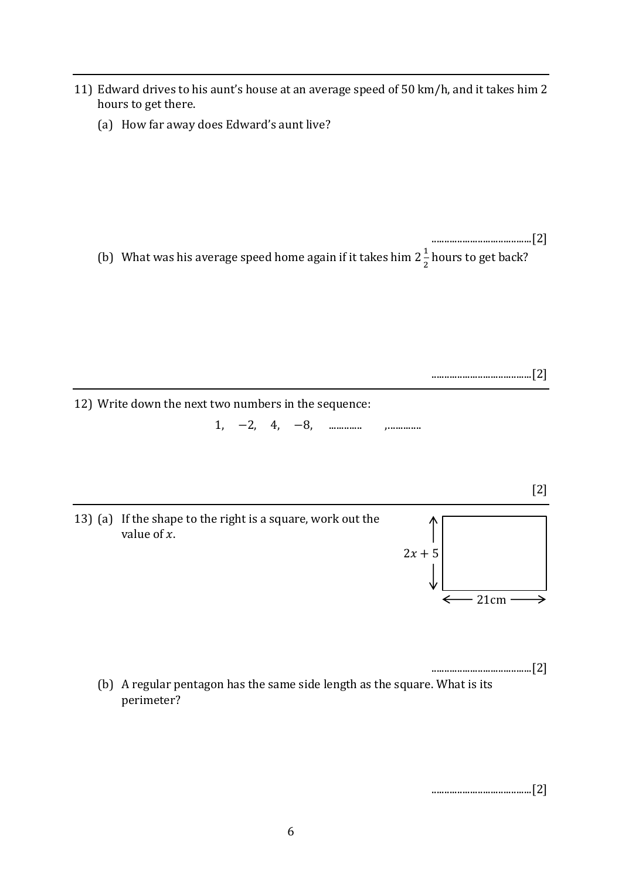11) Edward drives to his aunt's house at an average speed of 50 km/h, and it takes him 2 hours to get there.

(a) How far away does Edward's aunt live?

.......................................[2]

(b) What was his average speed home again if it takes him $2\frac{1}{2}$ hours to get back?

.......................................[2]

---

12) Write down the next two numbers in the sequence:

$$1, \quad -2, \quad 4, \quad -8, \quad \ldots\ldots\ldots\ldots \quad ,\ldots\ldots\ldots\ldots$$

[2]

---

13) (a) If the shape to the right is a square, work out the value of $x$.

Side labels: $2x + 5$ (height), 21cm (width)

.......................................[2]

(b) A regular pentagon has the same side length as the square. What is its perimeter?

.......................................[2]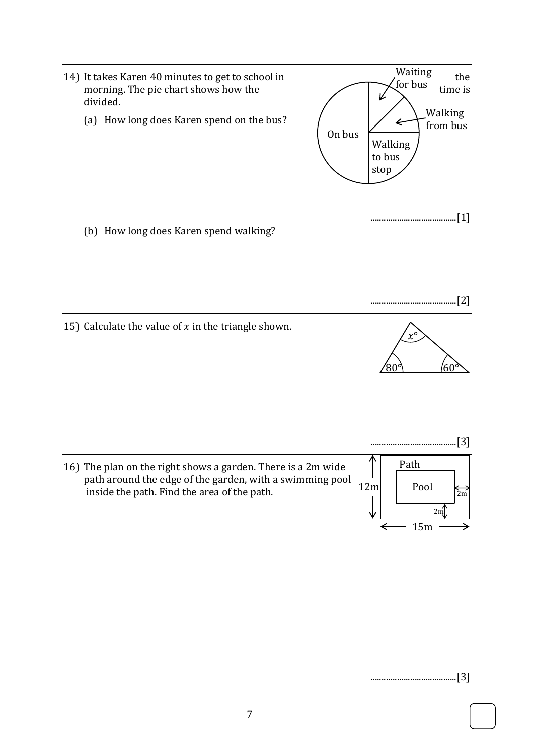14) It takes Karen 40 minutes to get to school in the morning. The pie chart shows how the time is divided.

Waiting for bus

Walking from bus

On bus

Walking to bus stop

(a) How long does Karen spend on the bus?

.......................................[1]

(b) How long does Karen spend walking?

.......................................[2]

15) Calculate the value of $x$ in the triangle shown.

$x°$

$80°$

$60°$

.......................................[3]

16) The plan on the right shows a garden. There is a 2m wide path around the edge of the garden, with a swimming pool inside the path. Find the area of the path.

Path

Pool

12m

15m

2m

2m

.......................................[3]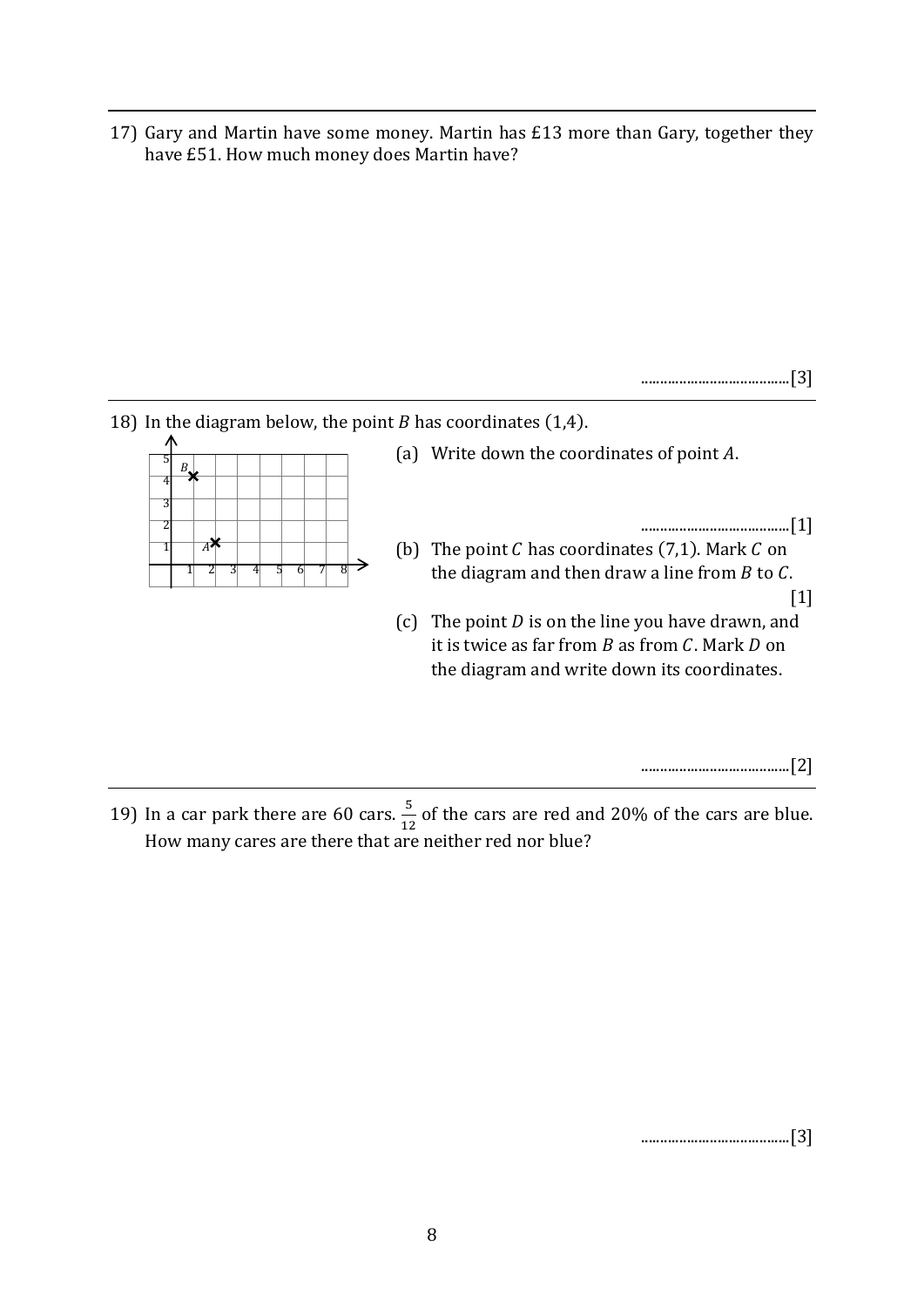17) Gary and Martin have some money. Martin has £13 more than Gary, together they have £51. How much money does Martin have?

......................................[3]

---

18) In the diagram below, the point $B$ has coordinates $(1,4)$.

(a) Write down the coordinates of point $A$.

......................................[1]

(b) The point $C$ has coordinates $(7,1)$. Mark $C$ on the diagram and then draw a line from $B$ to $C$.

[1]

(c) The point $D$ is on the line you have drawn, and it is twice as far from $B$ as from $C$. Mark $D$ on the diagram and write down its coordinates.

......................................[2]

---

19) In a car park there are 60 cars. $\frac{5}{12}$ of the cars are red and 20% of the cars are blue. How many cares are there that are neither red nor blue?

......................................[3]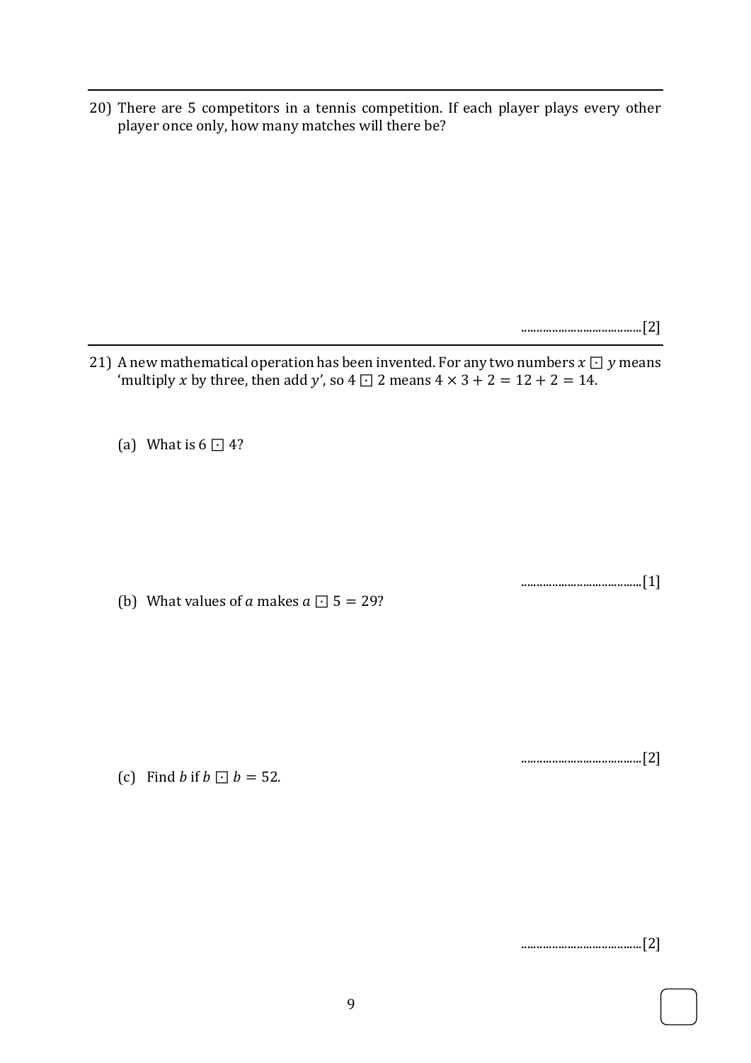20) There are 5 competitors in a tennis competition. If each player plays every other player once only, how many matches will there be?

........................................[2]

21) A new mathematical operation has been invented. For any two numbers $x \boxdot y$ means 'multiply $x$ by three, then add $y$', so $4 \boxdot 2$ means $4 \times 3 + 2 = 12 + 2 = 14$.

(a) What is $6 \boxdot 4$?

........................................[1]

(b) What values of $a$ makes $a \boxdot 5 = 29$?

........................................[2]

(c) Find $b$ if $b \boxdot b = 52$.

........................................[2]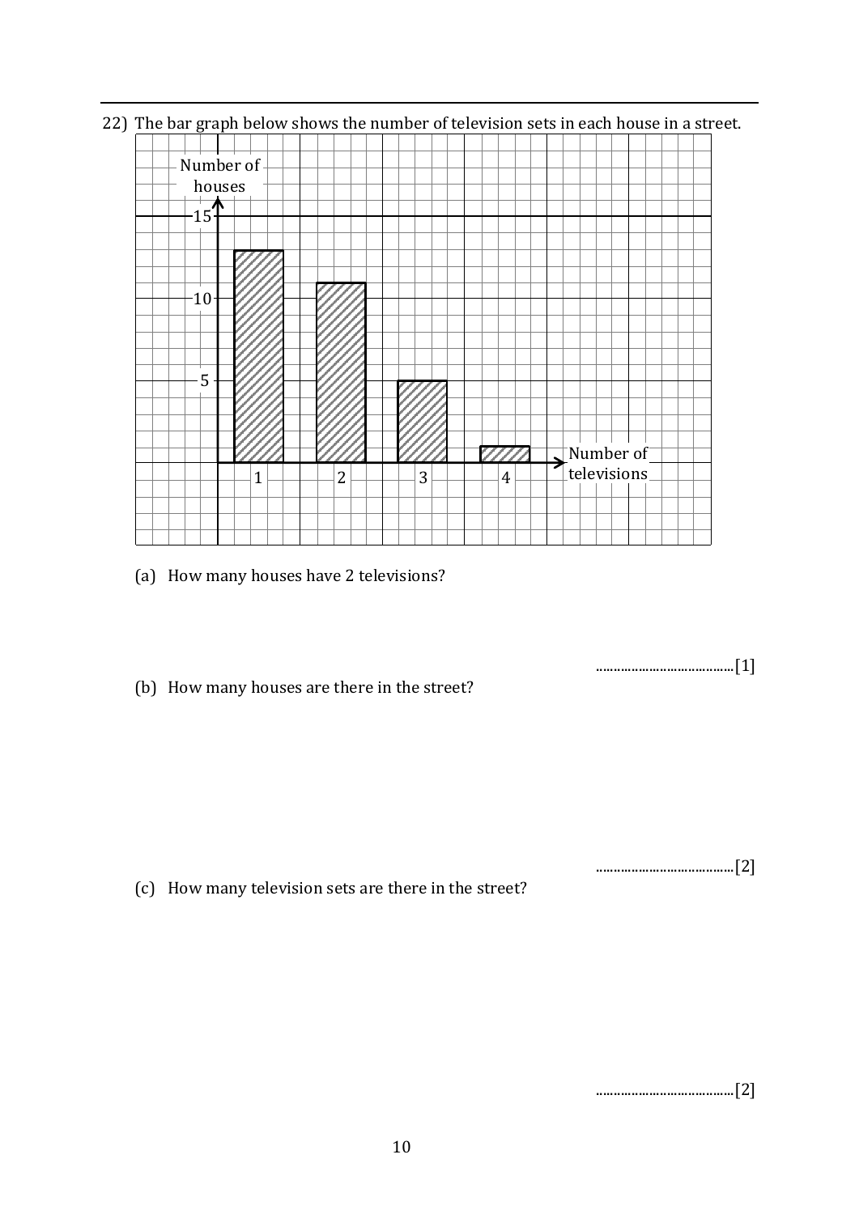22) The bar graph below shows the number of television sets in each house in a street.

(a) How many houses have 2 televisions?

..................................[1]

(b) How many houses are there in the street?

..................................[2]

(c) How many television sets are there in the street?

..................................[2]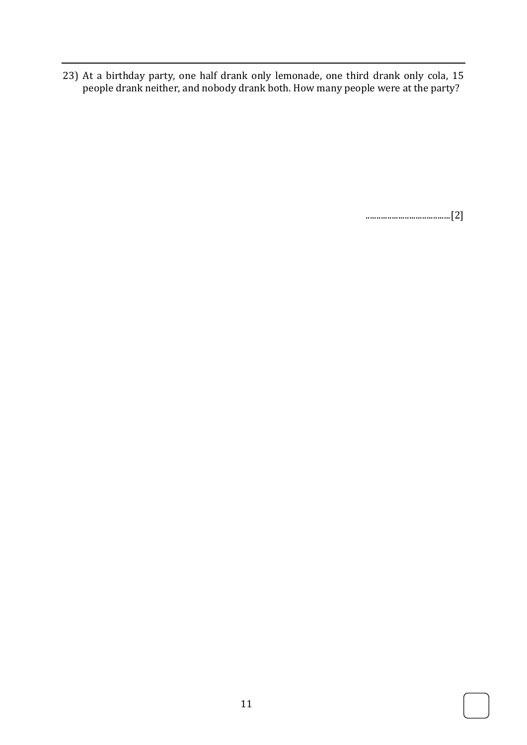23) At a birthday party, one half drank only lemonade, one third drank only cola, 15 people drank neither, and nobody drank both. How many people were at the party?

....................................[2]